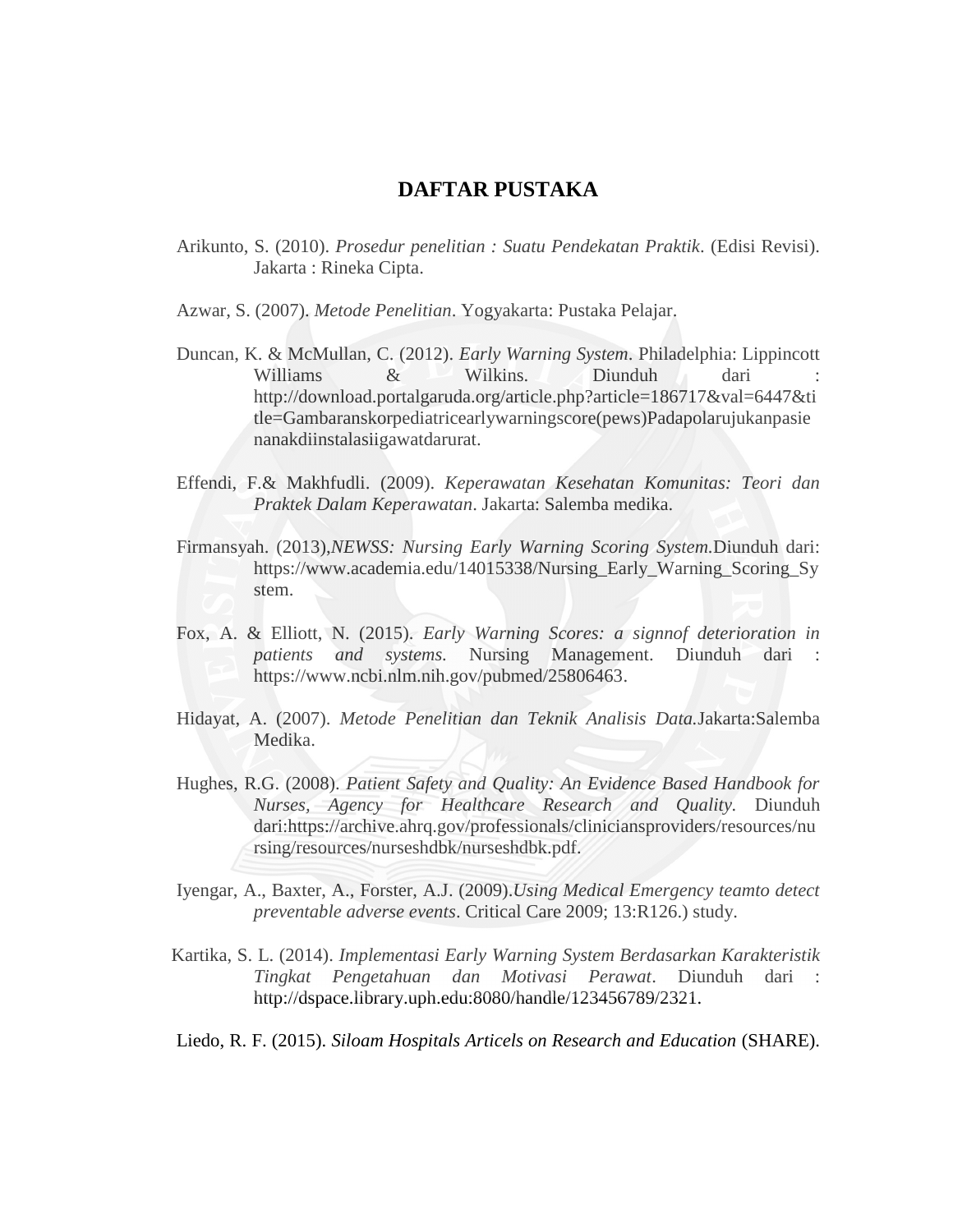# DAFTAR PUSTAKA

Arikunto, S. (2010). *Prosedur penelitian : Suatu Pendekatan Praktik*. (Edisi Revisi). Jakarta : Rineka Cipta.

Azwar, S. (2007). *Metode Penelitian*. Yogyakarta: Pustaka Pelajar.

Duncan, K. & McMullan, C. (2012). *Early Warning System*. Philadelphia: Lippincott Williams & Wilkins. Diunduh dari : http://download.portalgaruda.org/article.php?article=186717&val=6447&title=Gambaranskorpediatricearlywarningscore(pews)Padapolarujukanpasienanakdiinstalasiigawatdarurat.

Effendi, F.& Makhfudli. (2009). *Keperawatan Kesehatan Komunitas: Teori dan Praktek Dalam Keperawatan*. Jakarta: Salemba medika.

Firmansyah. (2013),*NEWSS: Nursing Early Warning Scoring System.*Diunduh dari: https://www.academia.edu/14015338/Nursing_Early_Warning_Scoring_System.

Fox, A. & Elliott, N. (2015). *Early Warning Scores: a signnof deterioration in patients and systems.* Nursing Management. Diunduh dari : https://www.ncbi.nlm.nih.gov/pubmed/25806463.

Hidayat, A. (2007). *Metode Penelitian dan Teknik Analisis Data.*Jakarta:Salemba Medika.

Hughes, R.G. (2008). *Patient Safety and Quality: An Evidence Based Handbook for Nurses, Agency for Healthcare Research and Quality.* Diunduh dari:https://archive.ahrq.gov/professionals/cliniciansproviders/resources/nursing/resources/nurseshdbk/nurseshdbk.pdf.

Iyengar, A., Baxter, A., Forster, A.J. (2009).*Using Medical Emergency teamto detect preventable adverse events*. Critical Care 2009; 13:R126.) study.

Kartika, S. L. (2014). *Implementasi Early Warning System Berdasarkan Karakteristik Tingkat Pengetahuan dan Motivasi Perawat*. Diunduh dari : http://dspace.library.uph.edu:8080/handle/123456789/2321.

Liedo, R. F. (2015). *Siloam Hospitals Articels on Research and Education* (SHARE).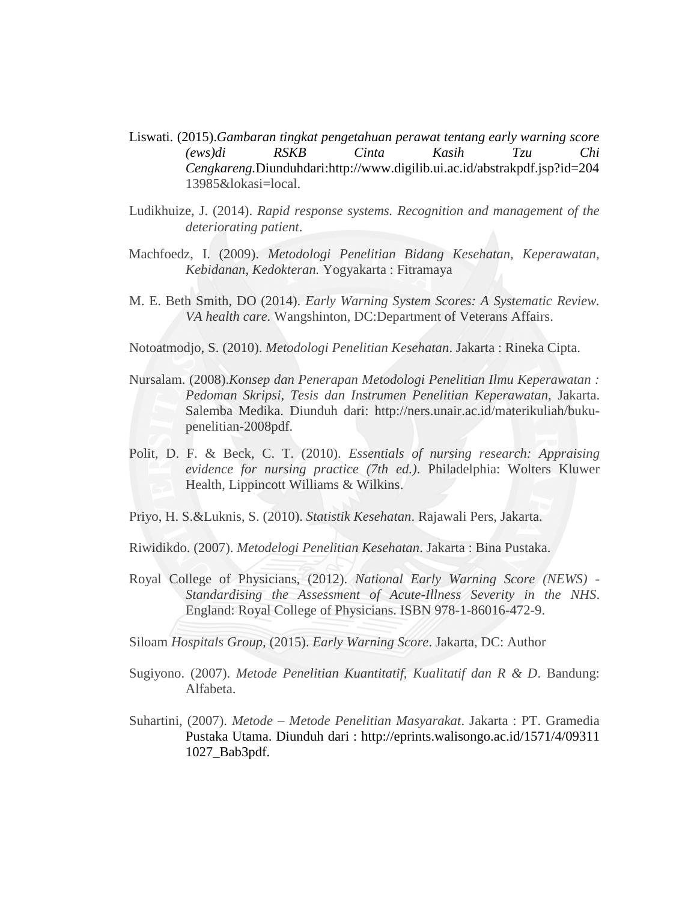Liswati. (2015).*Gambaran tingkat pengetahuan perawat tentang early warning score (ews)di RSKB Cinta Kasih Tzu Chi Cengkareng.*Diunduhdari:http://www.digilib.ui.ac.id/abstrakpdf.jsp?id=20413985&lokasi=local.

Ludikhuize, J. (2014). *Rapid response systems. Recognition and management of the deteriorating patient*.

Machfoedz, I. (2009). *Metodologi Penelitian Bidang Kesehatan, Keperawatan, Kebidanan, Kedokteran.* Yogyakarta : Fitramaya

M. E. Beth Smith, DO (2014). *Early Warning System Scores: A Systematic Review. VA health care.* Wangshinton, DC:Department of Veterans Affairs.

Notoatmodjo, S. (2010). *Metodologi Penelitian Kesehatan*. Jakarta : Rineka Cipta.

Nursalam. (2008).*Konsep dan Penerapan Metodologi Penelitian Ilmu Keperawatan : Pedoman Skripsi, Tesis dan Instrumen Penelitian Keperawatan*, Jakarta. Salemba Medika. Diunduh dari: http://ners.unair.ac.id/materikuliah/buku-penelitian-2008pdf.

Polit, D. F. & Beck, C. T. (2010). *Essentials of nursing research: Appraising evidence for nursing practice (7th ed.)*. Philadelphia: Wolters Kluwer Health, Lippincott Williams & Wilkins.

Priyo, H. S.&Luknis, S. (2010). *Statistik Kesehatan*. Rajawali Pers, Jakarta.

Riwidikdo. (2007). *Metodelogi Penelitian Kesehatan*. Jakarta : Bina Pustaka.

Royal College of Physicians, (2012). *National Early Warning Score (NEWS) - Standardising the Assessment of Acute-Illness Severity in the NHS*. England: Royal College of Physicians. ISBN 978-1-86016-472-9.

Siloam *Hospitals Group*, (2015). *Early Warning Score*. Jakarta, DC: Author

Sugiyono. (2007). *Metode Penelitian Kuantitatif, Kualitatif dan R & D*. Bandung: Alfabeta.

Suhartini, (2007). *Metode – Metode Penelitian Masyarakat*. Jakarta : PT. Gramedia Pustaka Utama. Diunduh dari : http://eprints.walisongo.ac.id/1571/4/093111027_Bab3pdf.